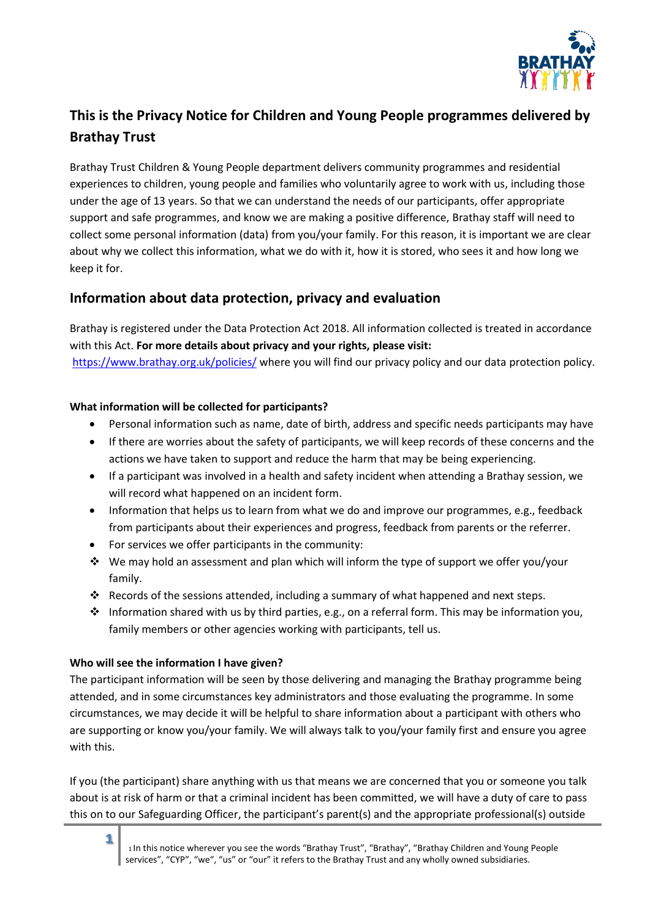## This is the Privacy Notice for Children and Young People programmes delivered by Brathay Trust

Brathay Trust Children & Young People department delivers community programmes and residential experiences to children, young people and families who voluntarily agree to work with us, including those under the age of 13 years. So that we can understand the needs of our participants, offer appropriate support and safe programmes, and know we are making a positive difference, Brathay staff will need to collect some personal information (data) from you/your family. For this reason, it is important we are clear about why we collect this information, what we do with it, how it is stored, who sees it and how long we keep it for.

## Information about data protection, privacy and evaluation

Brathay is registered under the Data Protection Act 2018. All information collected is treated in accordance with this Act. **For more details about privacy and your rights, please visit:** https://www.brathay.org.uk/policies/ where you will find our privacy policy and our data protection policy.

**What information will be collected for participants?**

- Personal information such as name, date of birth, address and specific needs participants may have
- If there are worries about the safety of participants, we will keep records of these concerns and the actions we have taken to support and reduce the harm that may be being experiencing.
- If a participant was involved in a health and safety incident when attending a Brathay session, we will record what happened on an incident form.
- Information that helps us to learn from what we do and improve our programmes, e.g., feedback from participants about their experiences and progress, feedback from parents or the referrer.
- For services we offer participants in the community:
  - We may hold an assessment and plan which will inform the type of support we offer you/your family.
  - Records of the sessions attended, including a summary of what happened and next steps.
  - Information shared with us by third parties, e.g., on a referral form. This may be information you, family members or other agencies working with participants, tell us.

**Who will see the information I have given?**

The participant information will be seen by those delivering and managing the Brathay programme being attended, and in some circumstances key administrators and those evaluating the programme. In some circumstances, we may decide it will be helpful to share information about a participant with others who are supporting or know you/your family. We will always talk to you/your family first and ensure you agree with this.

If you (the participant) share anything with us that means we are concerned that you or someone you talk about is at risk of harm or that a criminal incident has been committed, we will have a duty of care to pass this on to our Safeguarding Officer, the participant's parent(s) and the appropriate professional(s) outside

[1] In this notice wherever you see the words "Brathay Trust", "Brathay", "Brathay Children and Young People services", "CYP", "we", "us" or "our" it refers to the Brathay Trust and any wholly owned subsidiaries.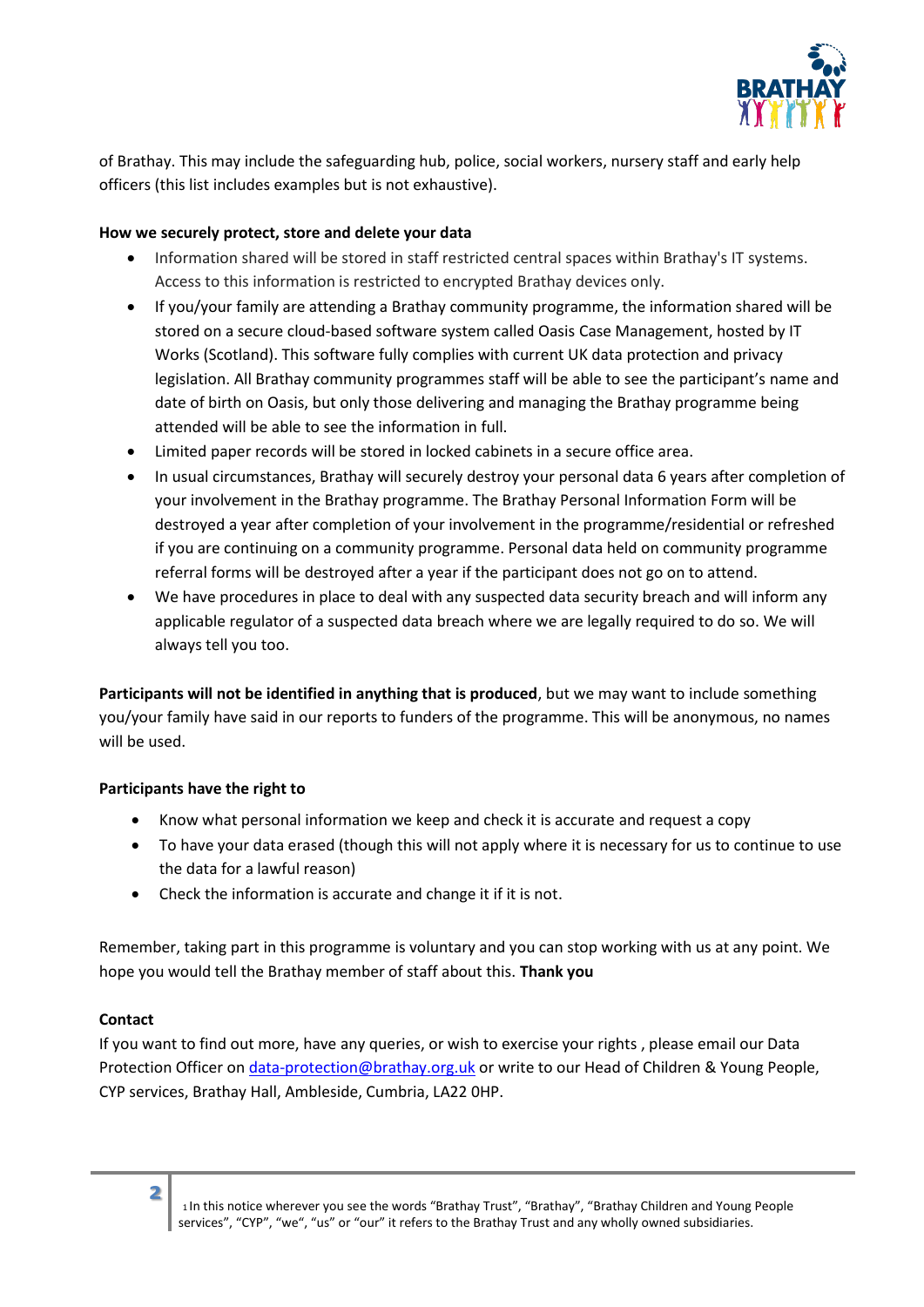of Brathay. This may include the safeguarding hub, police, social workers, nursery staff and early help officers (this list includes examples but is not exhaustive).

**How we securely protect, store and delete your data**

- Information shared will be stored in staff restricted central spaces within Brathay's IT systems. Access to this information is restricted to encrypted Brathay devices only.
- If you/your family are attending a Brathay community programme, the information shared will be stored on a secure cloud-based software system called Oasis Case Management, hosted by IT Works (Scotland). This software fully complies with current UK data protection and privacy legislation. All Brathay community programmes staff will be able to see the participant's name and date of birth on Oasis, but only those delivering and managing the Brathay programme being attended will be able to see the information in full.
- Limited paper records will be stored in locked cabinets in a secure office area.
- In usual circumstances, Brathay will securely destroy your personal data 6 years after completion of your involvement in the Brathay programme. The Brathay Personal Information Form will be destroyed a year after completion of your involvement in the programme/residential or refreshed if you are continuing on a community programme. Personal data held on community programme referral forms will be destroyed after a year if the participant does not go on to attend.
- We have procedures in place to deal with any suspected data security breach and will inform any applicable regulator of a suspected data breach where we are legally required to do so. We will always tell you too.

**Participants will not be identified in anything that is produced**, but we may want to include something you/your family have said in our reports to funders of the programme. This will be anonymous, no names will be used.

**Participants have the right to**

- Know what personal information we keep and check it is accurate and request a copy
- To have your data erased (though this will not apply where it is necessary for us to continue to use the data for a lawful reason)
- Check the information is accurate and change it if it is not.

Remember, taking part in this programme is voluntary and you can stop working with us at any point. We hope you would tell the Brathay member of staff about this. **Thank you**

**Contact**

If you want to find out more, have any queries, or wish to exercise your rights , please email our Data Protection Officer on data-protection@brathay.org.uk or write to our Head of Children & Young People, CYP services, Brathay Hall, Ambleside, Cumbria, LA22 0HP.

[1] In this notice wherever you see the words "Brathay Trust", "Brathay", "Brathay Children and Young People services", "CYP", "we", "us" or "our" it refers to the Brathay Trust and any wholly owned subsidiaries.